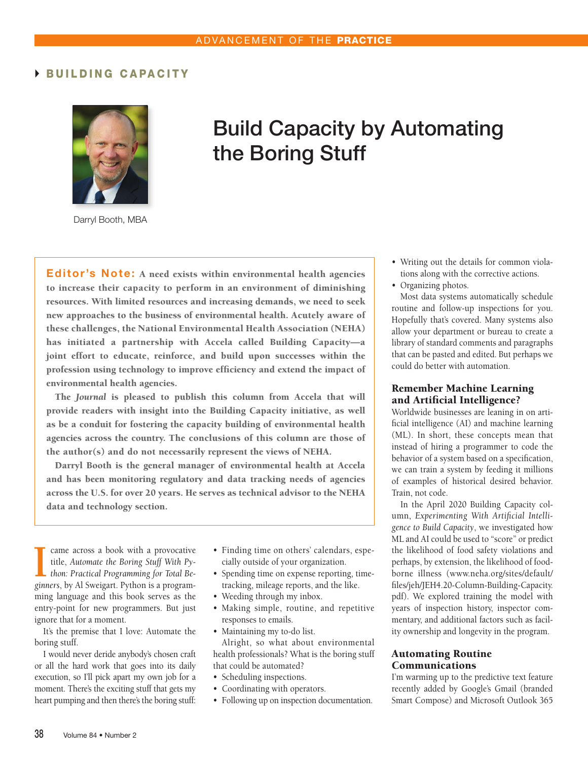ADVANCEMENT OF THE **PRACTICE**

**BUILDING CAPACITY**

# Build Capacity by Automating the Boring Stuff

Darryl Booth, MBA

**Editor's Note: A need exists within environmental health agencies to increase their capacity to perform in an environment of diminishing resources. With limited resources and increasing demands, we need to seek new approaches to the business of environmental health. Acutely aware of these challenges, the National Environmental Health Association (NEHA) has initiated a partnership with Accela called Building Capacity—a joint effort to educate, reinforce, and build upon successes within the profession using technology to improve efficiency and extend the impact of environmental health agencies.**

**The *Journal* is pleased to publish this column from Accela that will provide readers with insight into the Building Capacity initiative, as well as be a conduit for fostering the capacity building of environmental health agencies across the country. The conclusions of this column are those of the author(s) and do not necessarily represent the views of NEHA.**

**Darryl Booth is the general manager of environmental health at Accela and has been monitoring regulatory and data tracking needs of agencies across the U.S. for over 20 years. He serves as technical advisor to the NEHA data and technology section.**

I came across a book with a provocative title, *Automate the Boring Stuff With Python: Practical Programming for Total Beginners*, by Al Sweigart. Python is a programming language and this book serves as the entry-point for new programmers. But just ignore that for a moment.

It's the premise that I love: Automate the boring stuff.

I would never deride anybody's chosen craft or all the hard work that goes into its daily execution, so I'll pick apart my own job for a moment. There's the exciting stuff that gets my heart pumping and then there's the boring stuff:

- Finding time on others' calendars, especially outside of your organization.
- Spending time on expense reporting, time-tracking, mileage reports, and the like.
- Weeding through my inbox.
- Making simple, routine, and repetitive responses to emails.
- Maintaining my to-do list.

Alright, so what about environmental health professionals? What is the boring stuff that could be automated?

- Scheduling inspections.
- Coordinating with operators.
- Following up on inspection documentation.
- Writing out the details for common violations along with the corrective actions.
- Organizing photos.

Most data systems automatically schedule routine and follow-up inspections for you. Hopefully that's covered. Many systems also allow your department or bureau to create a library of standard comments and paragraphs that can be pasted and edited. But perhaps we could do better with automation.

### Remember Machine Learning and Artificial Intelligence?

Worldwide businesses are leaning in on artificial intelligence (AI) and machine learning (ML). In short, these concepts mean that instead of hiring a programmer to code the behavior of a system based on a specification, we can train a system by feeding it millions of examples of historical desired behavior. Train, not code.

In the April 2020 Building Capacity column, *Experimenting With Artificial Intelligence to Build Capacity*, we investigated how ML and AI could be used to "score" or predict the likelihood of food safety violations and perhaps, by extension, the likelihood of foodborne illness (www.neha.org/sites/default/files/jeh/JEH4.20-Column-Building-Capacity.pdf). We explored training the model with years of inspection history, inspector commentary, and additional factors such as facility ownership and longevity in the program.

### Automating Routine Communications

I'm warming up to the predictive text feature recently added by Google's Gmail (branded Smart Compose) and Microsoft Outlook 365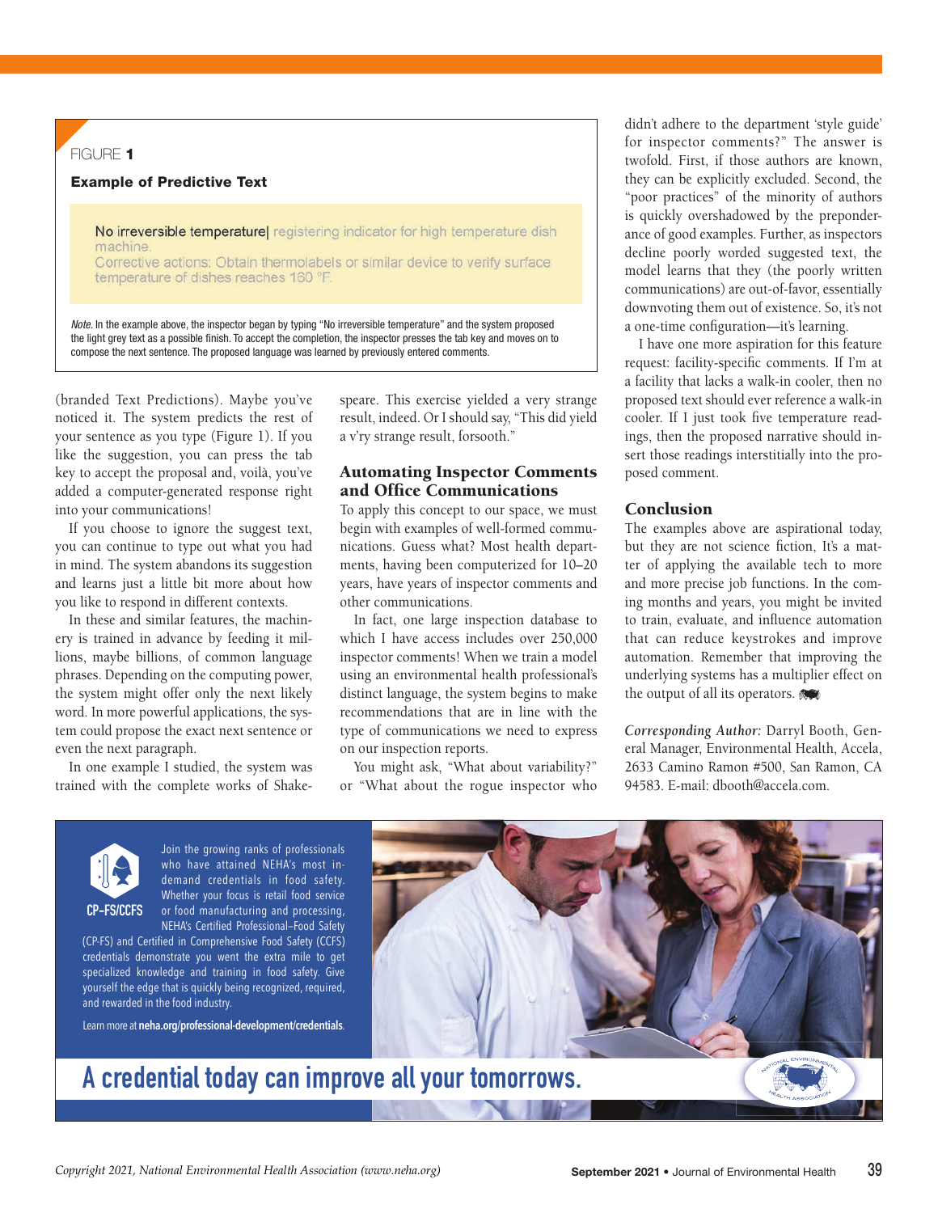FIGURE **1**

**Example of Predictive Text**

No irreversible temperature| registering indicator for high temperature dish machine.
Corrective actions: Obtain thermolabels or similar device to verify surface temperature of dishes reaches 160 °F.

*Note.* In the example above, the inspector began by typing "No irreversible temperature" and the system proposed the light grey text as a possible finish. To accept the completion, the inspector presses the tab key and moves on to compose the next sentence. The proposed language was learned by previously entered comments.

(branded Text Predictions). Maybe you've noticed it. The system predicts the rest of your sentence as you type (Figure 1). If you like the suggestion, you can press the tab key to accept the proposal and, voilà, you've added a computer-generated response right into your communications!

If you choose to ignore the suggest text, you can continue to type out what you had in mind. The system abandons its suggestion and learns just a little bit more about how you like to respond in different contexts.

In these and similar features, the machinery is trained in advance by feeding it millions, maybe billions, of common language phrases. Depending on the computing power, the system might offer only the next likely word. In more powerful applications, the system could propose the exact next sentence or even the next paragraph.

In one example I studied, the system was trained with the complete works of Shakespeare. This exercise yielded a very strange result, indeed. Or I should say, "This did yield a v'ry strange result, forsooth."

## Automating Inspector Comments and Office Communications

To apply this concept to our space, we must begin with examples of well-formed communications. Guess what? Most health departments, having been computerized for 10–20 years, have years of inspector comments and other communications.

In fact, one large inspection database to which I have access includes over 250,000 inspector comments! When we train a model using an environmental health professional's distinct language, the system begins to make recommendations that are in line with the type of communications we need to express on our inspection reports.

You might ask, "What about variability?" or "What about the rogue inspector who didn't adhere to the department 'style guide' for inspector comments?" The answer is twofold. First, if those authors are known, they can be explicitly excluded. Second, the "poor practices" of the minority of authors is quickly overshadowed by the preponderance of good examples. Further, as inspectors decline poorly worded suggested text, the model learns that they (the poorly written communications) are out-of-favor, essentially downvoting them out of existence. So, it's not a one-time configuration—it's learning.

I have one more aspiration for this feature request: facility-specific comments. If I'm at a facility that lacks a walk-in cooler, then no proposed text should ever reference a walk-in cooler. If I just took five temperature readings, then the proposed narrative should insert those readings interstitially into the proposed comment.

## Conclusion

The examples above are aspirational today, but they are not science fiction, It's a matter of applying the available tech to more and more precise job functions. In the coming months and years, you might be invited to train, evaluate, and influence automation that can reduce keystrokes and improve automation. Remember that improving the underlying systems has a multiplier effect on the output of all its operators.

*Corresponding Author:* Darryl Booth, General Manager, Environmental Health, Accela, 2633 Camino Ramon #500, San Ramon, CA 94583. E-mail: dbooth@accela.com.

CP-FS/CCFS

Join the growing ranks of professionals who have attained NEHA's most in-demand credentials in food safety. Whether your focus is retail food service or food manufacturing and processing, NEHA's Certified Professional–Food Safety (CP-FS) and Certified in Comprehensive Food Safety (CCFS) credentials demonstrate you went the extra mile to get specialized knowledge and training in food safety. Give yourself the edge that is quickly being recognized, required, and rewarded in the food industry.

Learn more at **neha.org/professional-development/credentials**.

**A credential today can improve all your tomorrows.**